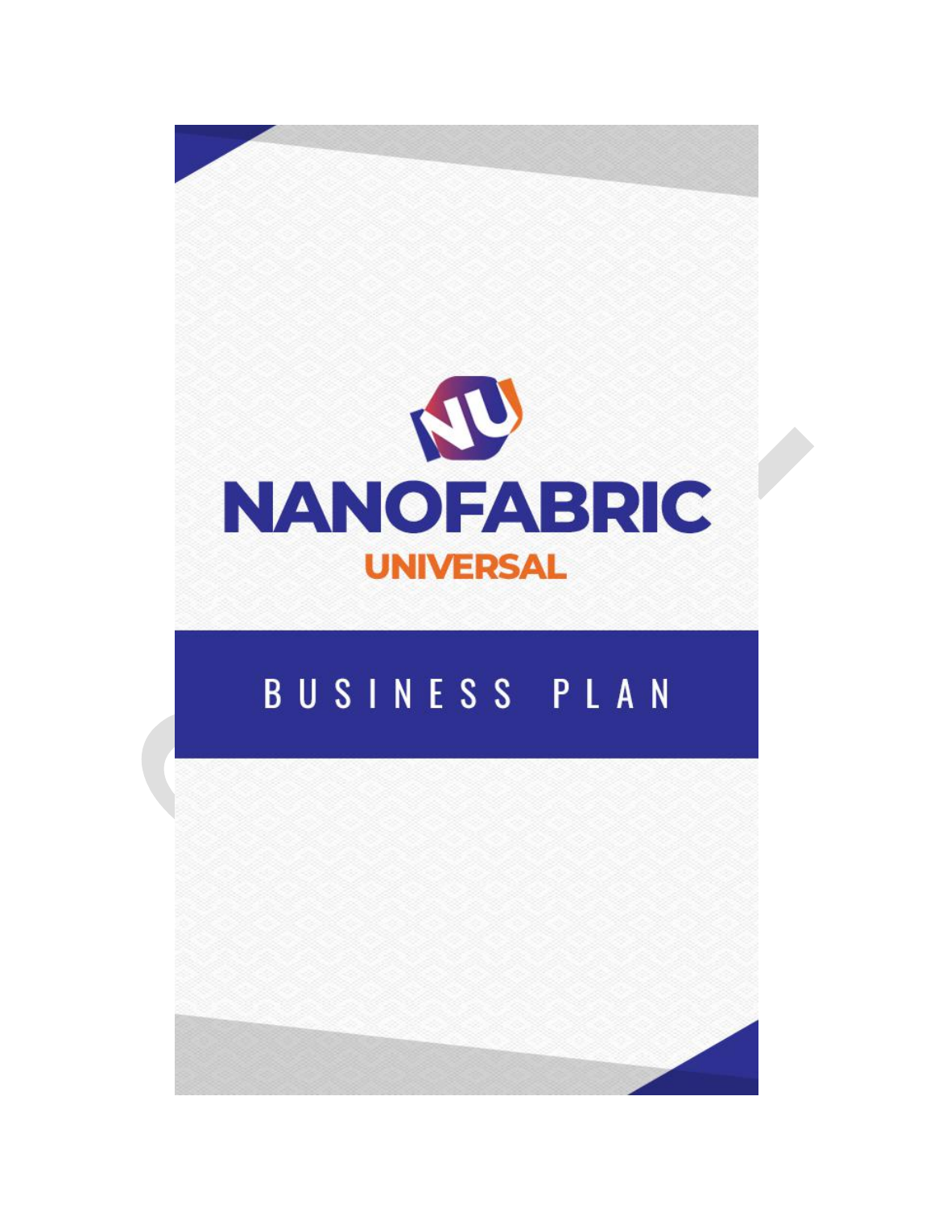# NANOFABRIC UNIVERSAL

## BUSINESS PLAN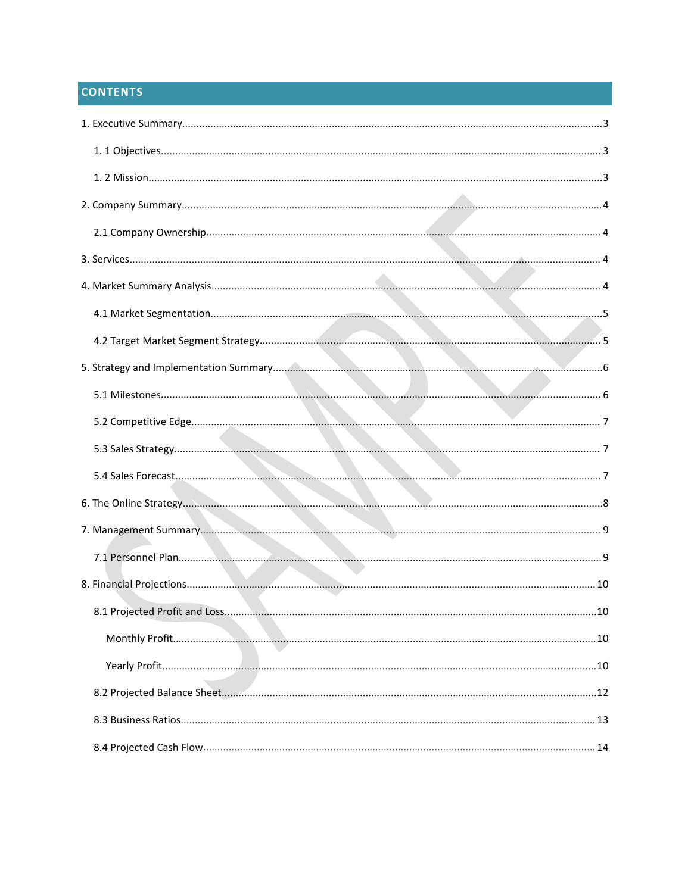## CONTENTS

1. Executive Summary .......... 3
   - 1. 1 Objectives .......... 3
   - 1. 2 Mission .......... 3
2. Company Summary .......... 4
   - 2.1 Company Ownership .......... 4
3. Services .......... 4
4. Market Summary Analysis .......... 4
   - 4.1 Market Segmentation .......... 5
   - 4.2 Target Market Segment Strategy .......... 5
5. Strategy and Implementation Summary .......... 6
   - 5.1 Milestones .......... 6
   - 5.2 Competitive Edge .......... 7
   - 5.3 Sales Strategy .......... 7
   - 5.4 Sales Forecast .......... 7
6. The Online Strategy .......... 8
7. Management Summary .......... 9
   - 7.1 Personnel Plan .......... 9
8. Financial Projections .......... 10
   - 8.1 Projected Profit and Loss .......... 10
     - Monthly Profit .......... 10
     - Yearly Profit .......... 10
   - 8.2 Projected Balance Sheet .......... 12
   - 8.3 Business Ratios .......... 13
   - 8.4 Projected Cash Flow .......... 14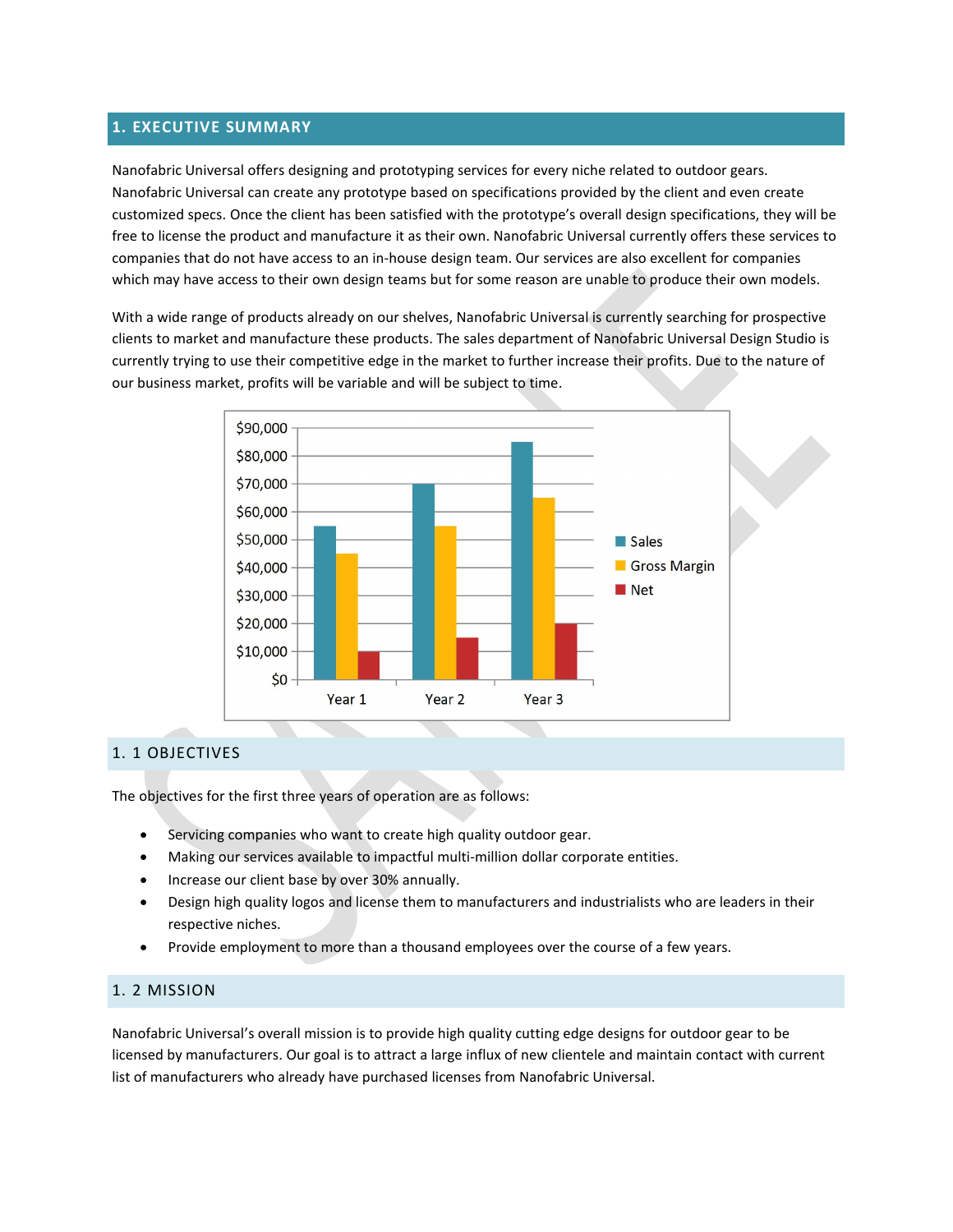# 1. EXECUTIVE SUMMARY

Nanofabric Universal offers designing and prototyping services for every niche related to outdoor gears. Nanofabric Universal can create any prototype based on specifications provided by the client and even create customized specs. Once the client has been satisfied with the prototype's overall design specifications, they will be free to license the product and manufacture it as their own. Nanofabric Universal currently offers these services to companies that do not have access to an in-house design team. Our services are also excellent for companies which may have access to their own design teams but for some reason are unable to produce their own models.

With a wide range of products already on our shelves, Nanofabric Universal is currently searching for prospective clients to market and manufacture these products. The sales department of Nanofabric Universal Design Studio is currently trying to use their competitive edge in the market to further increase their profits. Due to the nature of our business market, profits will be variable and will be subject to time.

| | Sales | Gross Margin | Net |
|---|---|---|---|
| Year 1 | $55,000 | $45,000 | $10,000 |
| Year 2 | $70,000 | $55,000 | $15,000 |
| Year 3 | $85,000 | $65,000 | $20,000 |

## 1. 1 OBJECTIVES

The objectives for the first three years of operation are as follows:

- Servicing companies who want to create high quality outdoor gear.
- Making our services available to impactful multi-million dollar corporate entities.
- Increase our client base by over 30% annually.
- Design high quality logos and license them to manufacturers and industrialists who are leaders in their respective niches.
- Provide employment to more than a thousand employees over the course of a few years.

## 1. 2 MISSION

Nanofabric Universal's overall mission is to provide high quality cutting edge designs for outdoor gear to be licensed by manufacturers. Our goal is to attract a large influx of new clientele and maintain contact with current list of manufacturers who already have purchased licenses from Nanofabric Universal.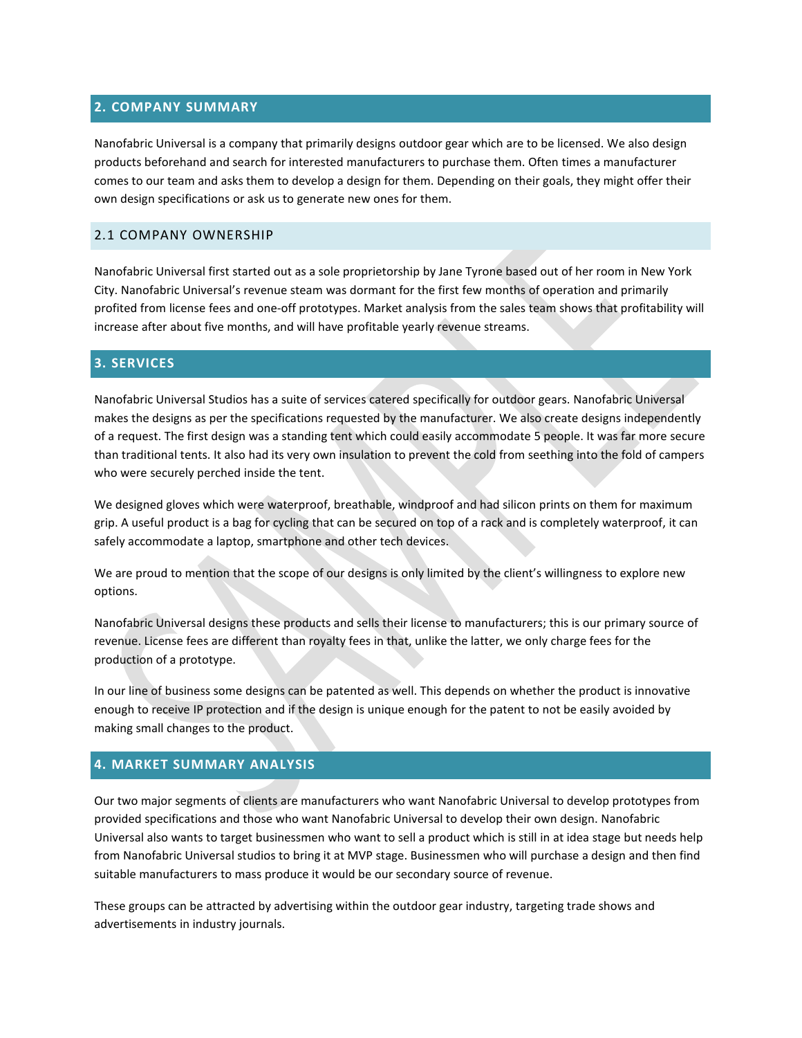## 2. COMPANY SUMMARY

Nanofabric Universal is a company that primarily designs outdoor gear which are to be licensed. We also design products beforehand and search for interested manufacturers to purchase them. Often times a manufacturer comes to our team and asks them to develop a design for them. Depending on their goals, they might offer their own design specifications or ask us to generate new ones for them.

### 2.1 COMPANY OWNERSHIP

Nanofabric Universal first started out as a sole proprietorship by Jane Tyrone based out of her room in New York City. Nanofabric Universal's revenue steam was dormant for the first few months of operation and primarily profited from license fees and one-off prototypes. Market analysis from the sales team shows that profitability will increase after about five months, and will have profitable yearly revenue streams.

## 3. SERVICES

Nanofabric Universal Studios has a suite of services catered specifically for outdoor gears. Nanofabric Universal makes the designs as per the specifications requested by the manufacturer. We also create designs independently of a request. The first design was a standing tent which could easily accommodate 5 people. It was far more secure than traditional tents. It also had its very own insulation to prevent the cold from seething into the fold of campers who were securely perched inside the tent.

We designed gloves which were waterproof, breathable, windproof and had silicon prints on them for maximum grip. A useful product is a bag for cycling that can be secured on top of a rack and is completely waterproof, it can safely accommodate a laptop, smartphone and other tech devices.

We are proud to mention that the scope of our designs is only limited by the client's willingness to explore new options.

Nanofabric Universal designs these products and sells their license to manufacturers; this is our primary source of revenue. License fees are different than royalty fees in that, unlike the latter, we only charge fees for the production of a prototype.

In our line of business some designs can be patented as well. This depends on whether the product is innovative enough to receive IP protection and if the design is unique enough for the patent to not be easily avoided by making small changes to the product.

## 4. MARKET SUMMARY ANALYSIS

Our two major segments of clients are manufacturers who want Nanofabric Universal to develop prototypes from provided specifications and those who want Nanofabric Universal to develop their own design. Nanofabric Universal also wants to target businessmen who want to sell a product which is still in at idea stage but needs help from Nanofabric Universal studios to bring it at MVP stage. Businessmen who will purchase a design and then find suitable manufacturers to mass produce it would be our secondary source of revenue.

These groups can be attracted by advertising within the outdoor gear industry, targeting trade shows and advertisements in industry journals.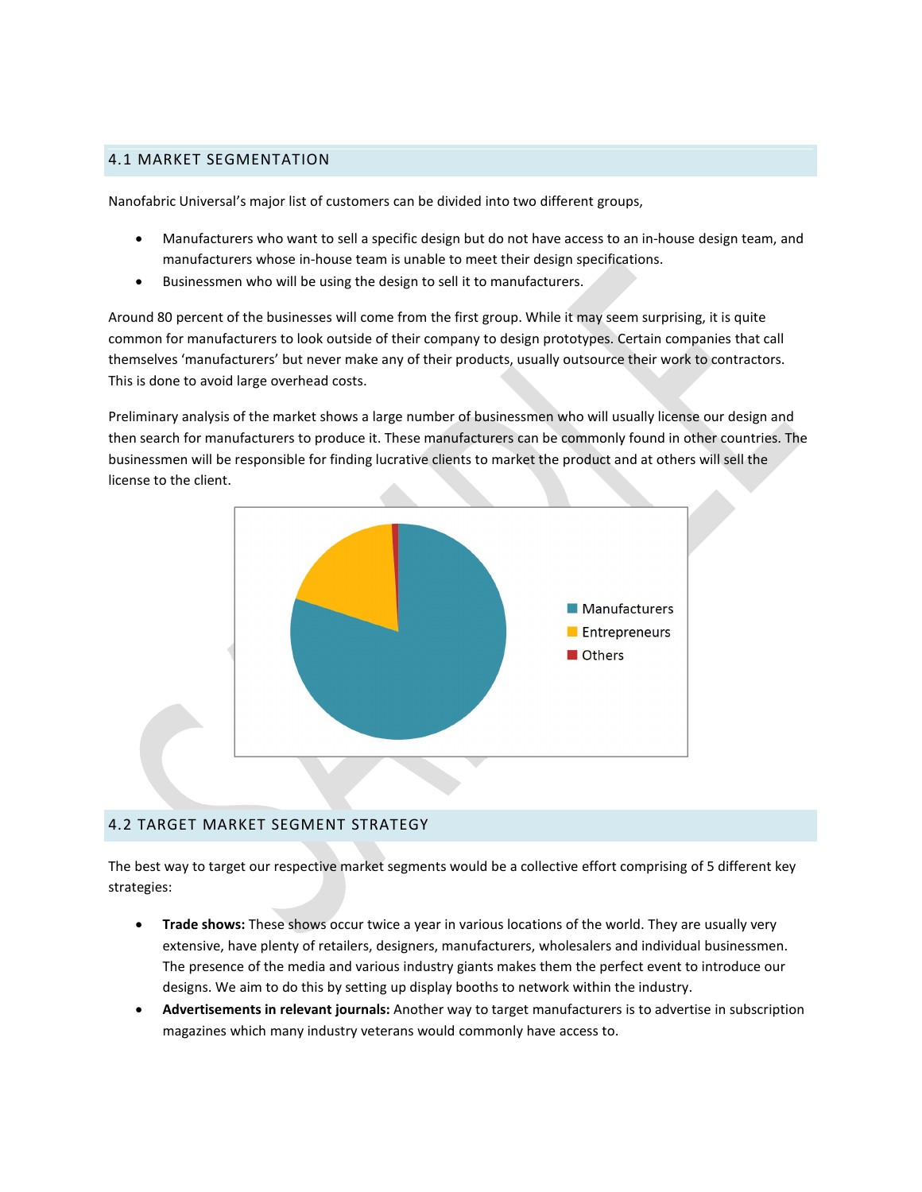## 4.1 MARKET SEGMENTATION

Nanofabric Universal's major list of customers can be divided into two different groups,

- Manufacturers who want to sell a specific design but do not have access to an in-house design team, and manufacturers whose in-house team is unable to meet their design specifications.
- Businessmen who will be using the design to sell it to manufacturers.

Around 80 percent of the businesses will come from the first group. While it may seem surprising, it is quite common for manufacturers to look outside of their company to design prototypes. Certain companies that call themselves 'manufacturers' but never make any of their products, usually outsource their work to contractors. This is done to avoid large overhead costs.

Preliminary analysis of the market shows a large number of businessmen who will usually license our design and then search for manufacturers to produce it. These manufacturers can be commonly found in other countries. The businessmen will be responsible for finding lucrative clients to market the product and at others will sell the license to the client.

Manufacturers
Entrepreneurs
Others

## 4.2 TARGET MARKET SEGMENT STRATEGY

The best way to target our respective market segments would be a collective effort comprising of 5 different key strategies:

- **Trade shows:** These shows occur twice a year in various locations of the world. They are usually very extensive, have plenty of retailers, designers, manufacturers, wholesalers and individual businessmen. The presence of the media and various industry giants makes them the perfect event to introduce our designs. We aim to do this by setting up display booths to network within the industry.
- **Advertisements in relevant journals:** Another way to target manufacturers is to advertise in subscription magazines which many industry veterans would commonly have access to.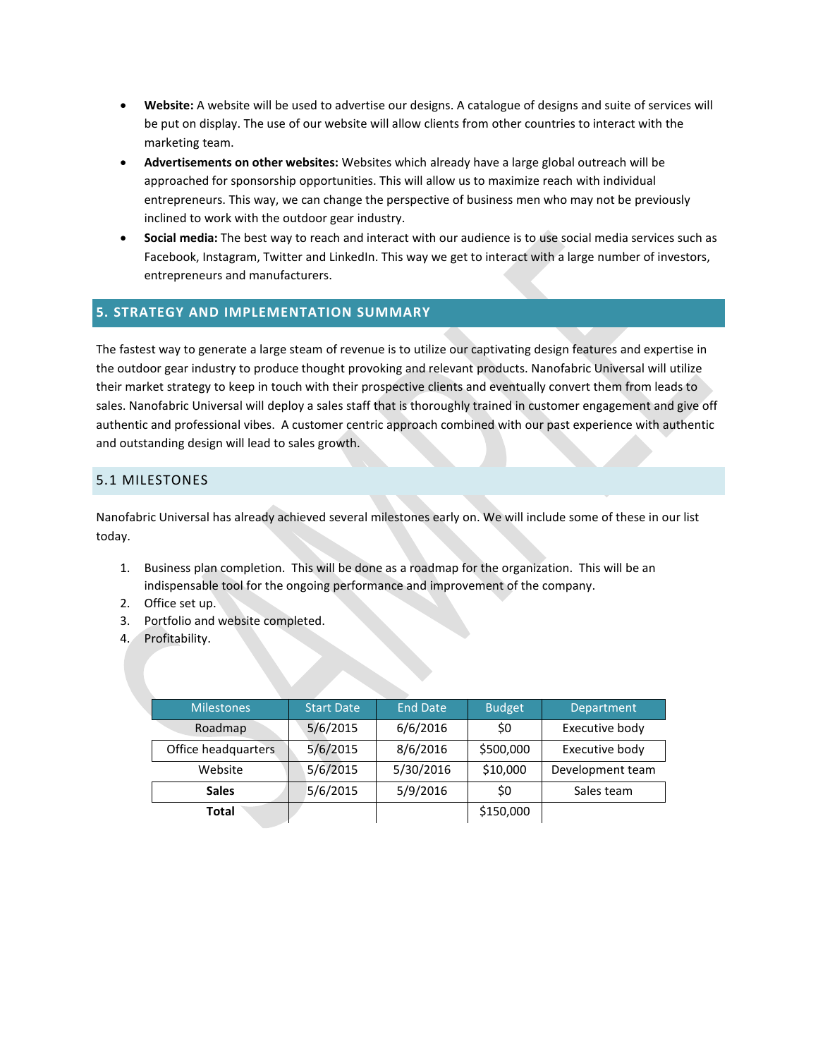- **Website:** A website will be used to advertise our designs. A catalogue of designs and suite of services will be put on display. The use of our website will allow clients from other countries to interact with the marketing team.
- **Advertisements on other websites:** Websites which already have a large global outreach will be approached for sponsorship opportunities. This will allow us to maximize reach with individual entrepreneurs. This way, we can change the perspective of business men who may not be previously inclined to work with the outdoor gear industry.
- **Social media:** The best way to reach and interact with our audience is to use social media services such as Facebook, Instagram, Twitter and LinkedIn. This way we get to interact with a large number of investors, entrepreneurs and manufacturers.

## 5. STRATEGY AND IMPLEMENTATION SUMMARY

The fastest way to generate a large steam of revenue is to utilize our captivating design features and expertise in the outdoor gear industry to produce thought provoking and relevant products. Nanofabric Universal will utilize their market strategy to keep in touch with their prospective clients and eventually convert them from leads to sales. Nanofabric Universal will deploy a sales staff that is thoroughly trained in customer engagement and give off authentic and professional vibes. A customer centric approach combined with our past experience with authentic and outstanding design will lead to sales growth.

### 5.1 MILESTONES

Nanofabric Universal has already achieved several milestones early on. We will include some of these in our list today.

1. Business plan completion. This will be done as a roadmap for the organization. This will be an indispensable tool for the ongoing performance and improvement of the company.
2. Office set up.
3. Portfolio and website completed.
4. Profitability.

| Milestones | Start Date | End Date | Budget | Department |
|---|---|---|---|---|
| Roadmap | 5/6/2015 | 6/6/2016 | $0 | Executive body |
| Office headquarters | 5/6/2015 | 8/6/2016 | $500,000 | Executive body |
| Website | 5/6/2015 | 5/30/2016 | $10,000 | Development team |
| **Sales** | 5/6/2015 | 5/9/2016 | $0 | Sales team |
| **Total** | | | $150,000 | |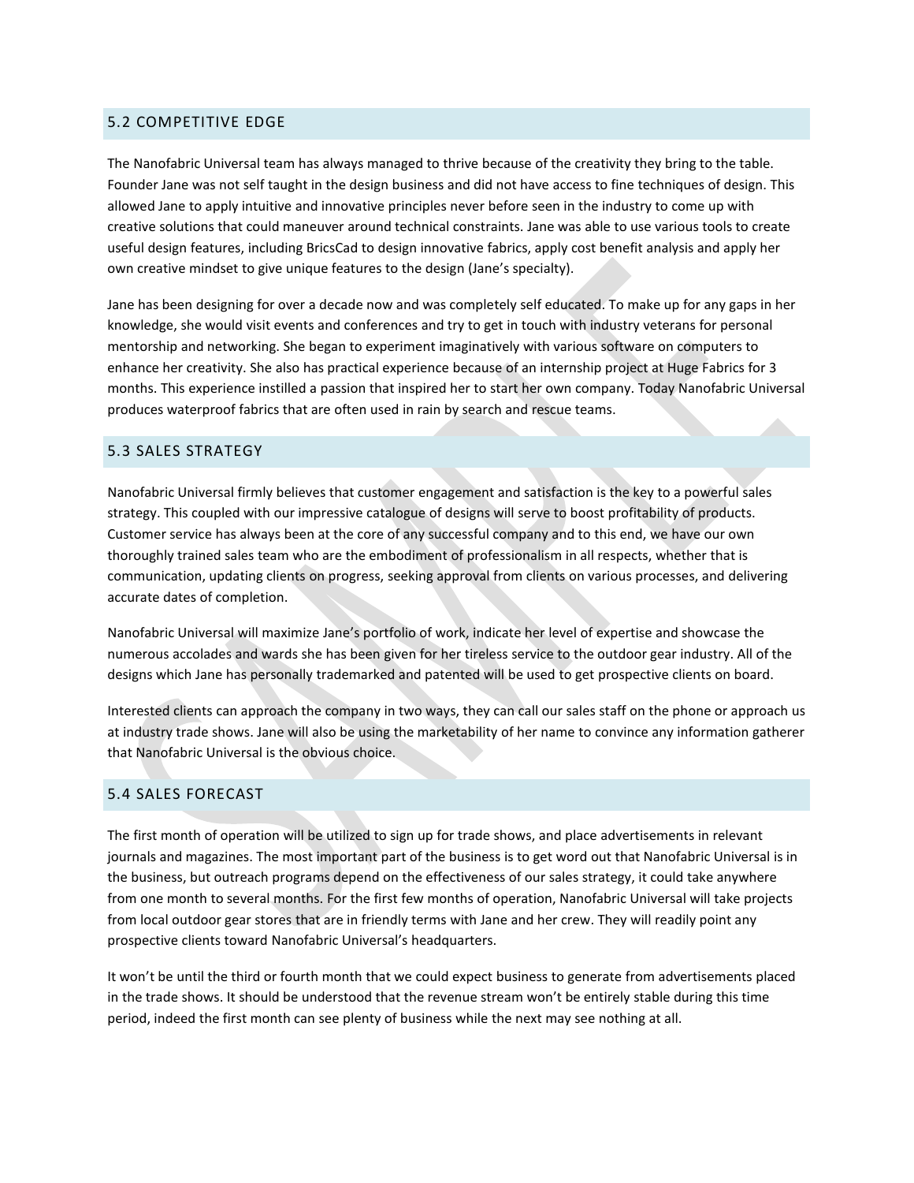## 5.2 COMPETITIVE EDGE

The Nanofabric Universal team has always managed to thrive because of the creativity they bring to the table. Founder Jane was not self taught in the design business and did not have access to fine techniques of design. This allowed Jane to apply intuitive and innovative principles never before seen in the industry to come up with creative solutions that could maneuver around technical constraints. Jane was able to use various tools to create useful design features, including BricsCad to design innovative fabrics, apply cost benefit analysis and apply her own creative mindset to give unique features to the design (Jane's specialty).

Jane has been designing for over a decade now and was completely self educated. To make up for any gaps in her knowledge, she would visit events and conferences and try to get in touch with industry veterans for personal mentorship and networking. She began to experiment imaginatively with various software on computers to enhance her creativity. She also has practical experience because of an internship project at Huge Fabrics for 3 months. This experience instilled a passion that inspired her to start her own company. Today Nanofabric Universal produces waterproof fabrics that are often used in rain by search and rescue teams.

## 5.3 SALES STRATEGY

Nanofabric Universal firmly believes that customer engagement and satisfaction is the key to a powerful sales strategy. This coupled with our impressive catalogue of designs will serve to boost profitability of products. Customer service has always been at the core of any successful company and to this end, we have our own thoroughly trained sales team who are the embodiment of professionalism in all respects, whether that is communication, updating clients on progress, seeking approval from clients on various processes, and delivering accurate dates of completion.

Nanofabric Universal will maximize Jane's portfolio of work, indicate her level of expertise and showcase the numerous accolades and wards she has been given for her tireless service to the outdoor gear industry. All of the designs which Jane has personally trademarked and patented will be used to get prospective clients on board.

Interested clients can approach the company in two ways, they can call our sales staff on the phone or approach us at industry trade shows. Jane will also be using the marketability of her name to convince any information gatherer that Nanofabric Universal is the obvious choice.

## 5.4 SALES FORECAST

The first month of operation will be utilized to sign up for trade shows, and place advertisements in relevant journals and magazines. The most important part of the business is to get word out that Nanofabric Universal is in the business, but outreach programs depend on the effectiveness of our sales strategy, it could take anywhere from one month to several months. For the first few months of operation, Nanofabric Universal will take projects from local outdoor gear stores that are in friendly terms with Jane and her crew. They will readily point any prospective clients toward Nanofabric Universal's headquarters.

It won't be until the third or fourth month that we could expect business to generate from advertisements placed in the trade shows. It should be understood that the revenue stream won't be entirely stable during this time period, indeed the first month can see plenty of business while the next may see nothing at all.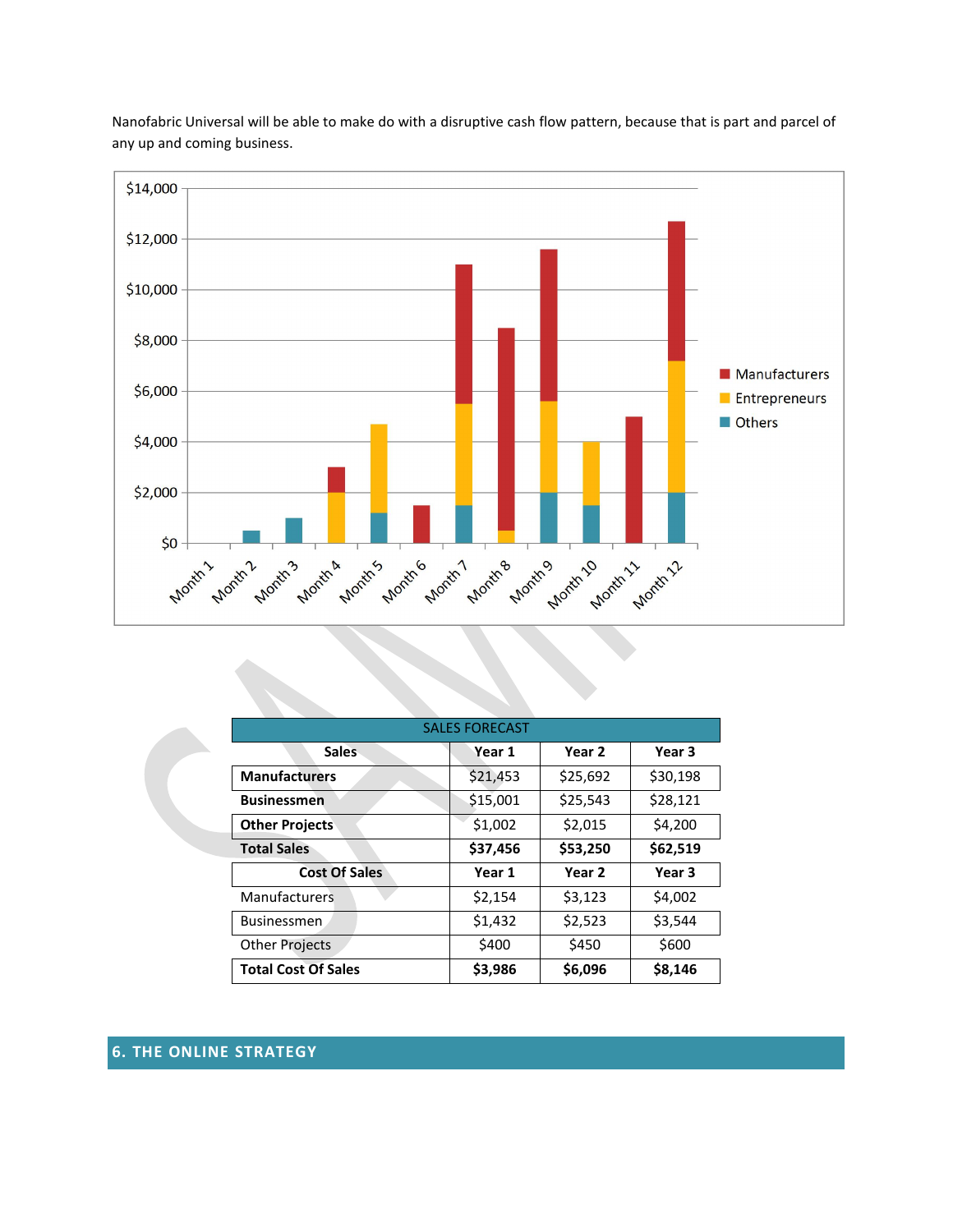Nanofabric Universal will be able to make do with a disruptive cash flow pattern, because that is part and parcel of any up and coming business.

| SALES FORECAST | | | |
|---|---|---|---|
| **Sales** | **Year 1** | **Year 2** | **Year 3** |
| **Manufacturers** | $21,453 | $25,692 | $30,198 |
| **Businessmen** | $15,001 | $25,543 | $28,121 |
| **Other Projects** | $1,002 | $2,015 | $4,200 |
| **Total Sales** | **$37,456** | **$53,250** | **$62,519** |
| **Cost Of Sales** | **Year 1** | **Year 2** | **Year 3** |
| Manufacturers | $2,154 | $3,123 | $4,002 |
| Businessmen | $1,432 | $2,523 | $3,544 |
| Other Projects | $400 | $450 | $600 |
| **Total Cost Of Sales** | **$3,986** | **$6,096** | **$8,146** |

## 6. THE ONLINE STRATEGY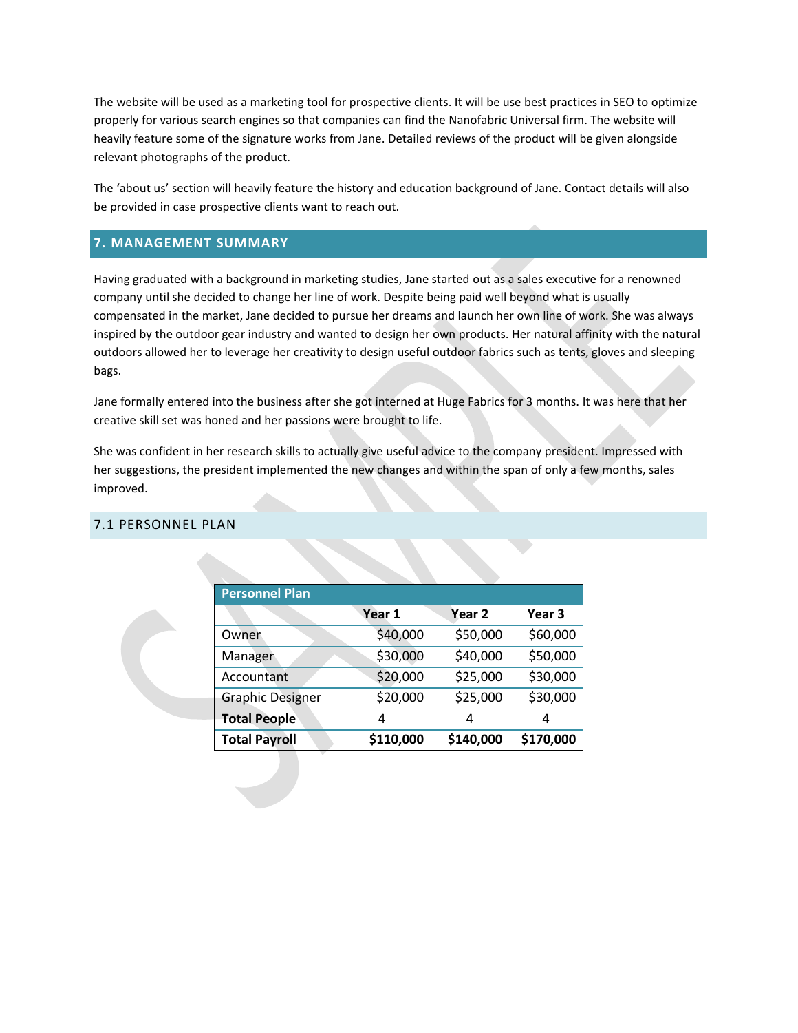The website will be used as a marketing tool for prospective clients. It will be use best practices in SEO to optimize properly for various search engines so that companies can find the Nanofabric Universal firm. The website will heavily feature some of the signature works from Jane. Detailed reviews of the product will be given alongside relevant photographs of the product.

The 'about us' section will heavily feature the history and education background of Jane. Contact details will also be provided in case prospective clients want to reach out.

## 7. MANAGEMENT SUMMARY

Having graduated with a background in marketing studies, Jane started out as a sales executive for a renowned company until she decided to change her line of work. Despite being paid well beyond what is usually compensated in the market, Jane decided to pursue her dreams and launch her own line of work. She was always inspired by the outdoor gear industry and wanted to design her own products. Her natural affinity with the natural outdoors allowed her to leverage her creativity to design useful outdoor fabrics such as tents, gloves and sleeping bags.

Jane formally entered into the business after she got interned at Huge Fabrics for 3 months. It was here that her creative skill set was honed and her passions were brought to life.

She was confident in her research skills to actually give useful advice to the company president. Impressed with her suggestions, the president implemented the new changes and within the span of only a few months, sales improved.

### 7.1 PERSONNEL PLAN

| Personnel Plan | | | |
|---|---|---|---|
| | **Year 1** | **Year 2** | **Year 3** |
| Owner | $40,000 | $50,000 | $60,000 |
| Manager | $30,000 | $40,000 | $50,000 |
| Accountant | $20,000 | $25,000 | $30,000 |
| Graphic Designer | $20,000 | $25,000 | $30,000 |
| **Total People** | 4 | 4 | 4 |
| **Total Payroll** | **$110,000** | **$140,000** | **$170,000** |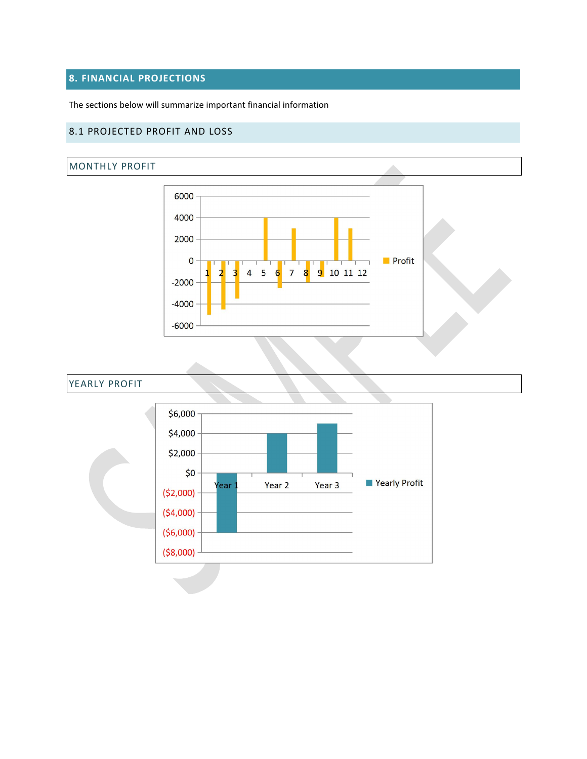## 8. FINANCIAL PROJECTIONS

The sections below will summarize important financial information

### 8.1 PROJECTED PROFIT AND LOSS

#### MONTHLY PROFIT

#### YEARLY PROFIT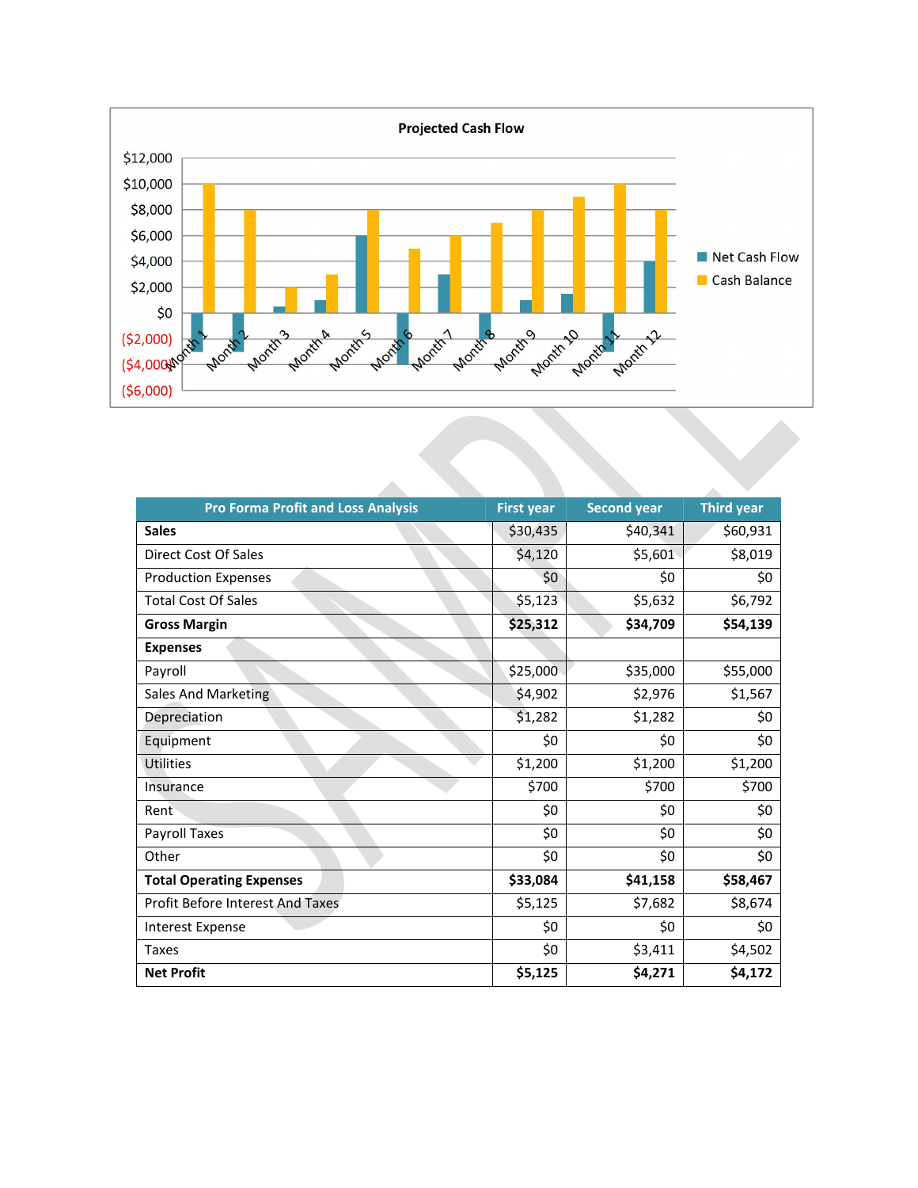**Projected Cash Flow**

| Pro Forma Profit and Loss Analysis | First year | Second year | Third year |
|---|---|---|---|
| **Sales** | $30,435 | $40,341 | $60,931 |
| Direct Cost Of Sales | $4,120 | $5,601 | $8,019 |
| Production Expenses | $0 | $0 | $0 |
| Total Cost Of Sales | $5,123 | $5,632 | $6,792 |
| **Gross Margin** | **$25,312** | **$34,709** | **$54,139** |
| **Expenses** | | | |
| Payroll | $25,000 | $35,000 | $55,000 |
| Sales And Marketing | $4,902 | $2,976 | $1,567 |
| Depreciation | $1,282 | $1,282 | $0 |
| Equipment | $0 | $0 | $0 |
| Utilities | $1,200 | $1,200 | $1,200 |
| Insurance | $700 | $700 | $700 |
| Rent | $0 | $0 | $0 |
| Payroll Taxes | $0 | $0 | $0 |
| Other | $0 | $0 | $0 |
| **Total Operating Expenses** | **$33,084** | **$41,158** | **$58,467** |
| Profit Before Interest And Taxes | $5,125 | $7,682 | $8,674 |
| Interest Expense | $0 | $0 | $0 |
| Taxes | $0 | $3,411 | $4,502 |
| **Net Profit** | **$5,125** | **$4,271** | **$4,172** |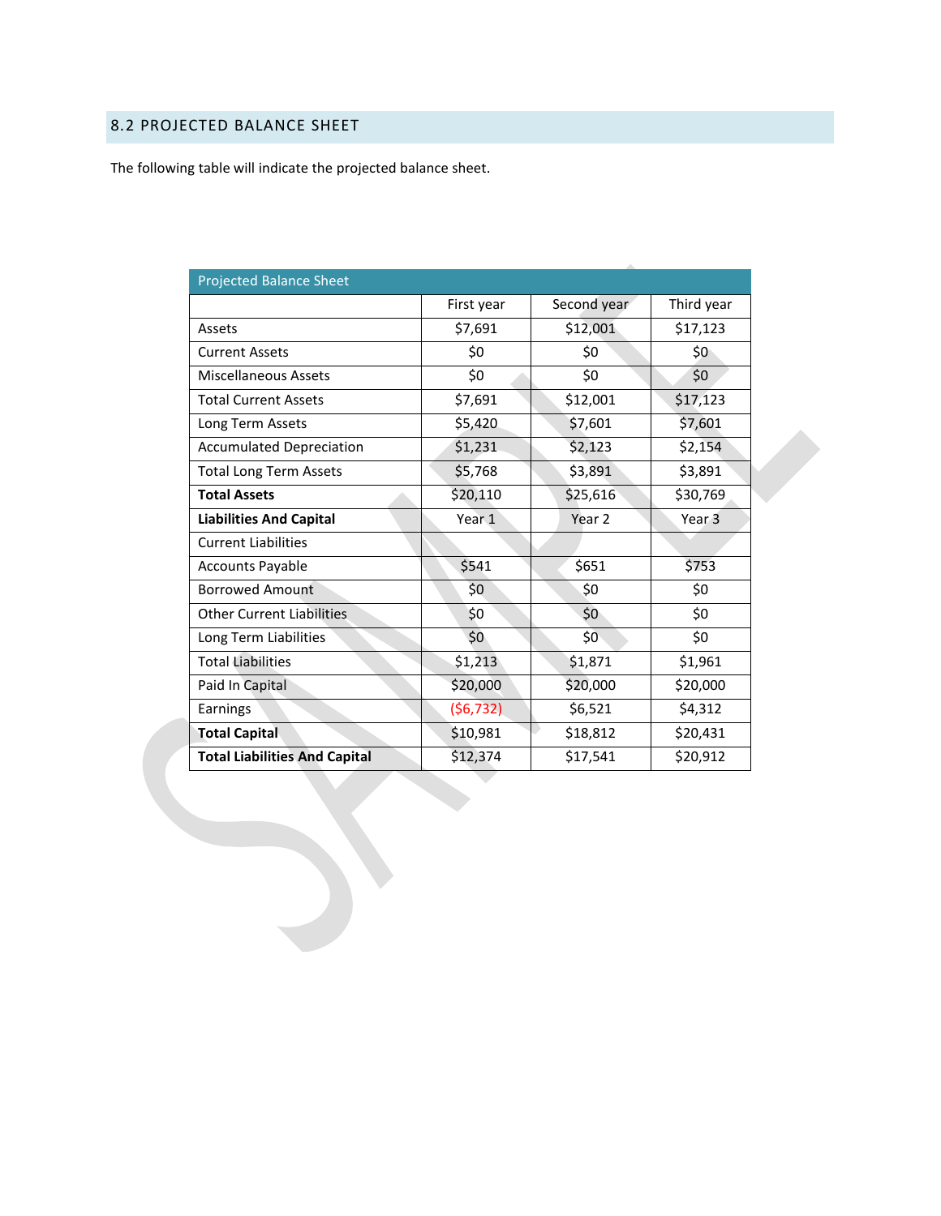## 8.2 PROJECTED BALANCE SHEET

The following table will indicate the projected balance sheet.

| Projected Balance Sheet | | | |
|---|---|---|---|
| | First year | Second year | Third year |
| Assets | $7,691 | $12,001 | $17,123 |
| Current Assets | $0 | $0 | $0 |
| Miscellaneous Assets | $0 | $0 | $0 |
| Total Current Assets | $7,691 | $12,001 | $17,123 |
| Long Term Assets | $5,420 | $7,601 | $7,601 |
| Accumulated Depreciation | $1,231 | $2,123 | $2,154 |
| Total Long Term Assets | $5,768 | $3,891 | $3,891 |
| **Total Assets** | $20,110 | $25,616 | $30,769 |
| **Liabilities And Capital** | Year 1 | Year 2 | Year 3 |
| Current Liabilities | | | |
| Accounts Payable | $541 | $651 | $753 |
| Borrowed Amount | $0 | $0 | $0 |
| Other Current Liabilities | $0 | $0 | $0 |
| Long Term Liabilities | $0 | $0 | $0 |
| Total Liabilities | $1,213 | $1,871 | $1,961 |
| Paid In Capital | $20,000 | $20,000 | $20,000 |
| Earnings | ($6,732) | $6,521 | $4,312 |
| **Total Capital** | $10,981 | $18,812 | $20,431 |
| **Total Liabilities And Capital** | $12,374 | $17,541 | $20,912 |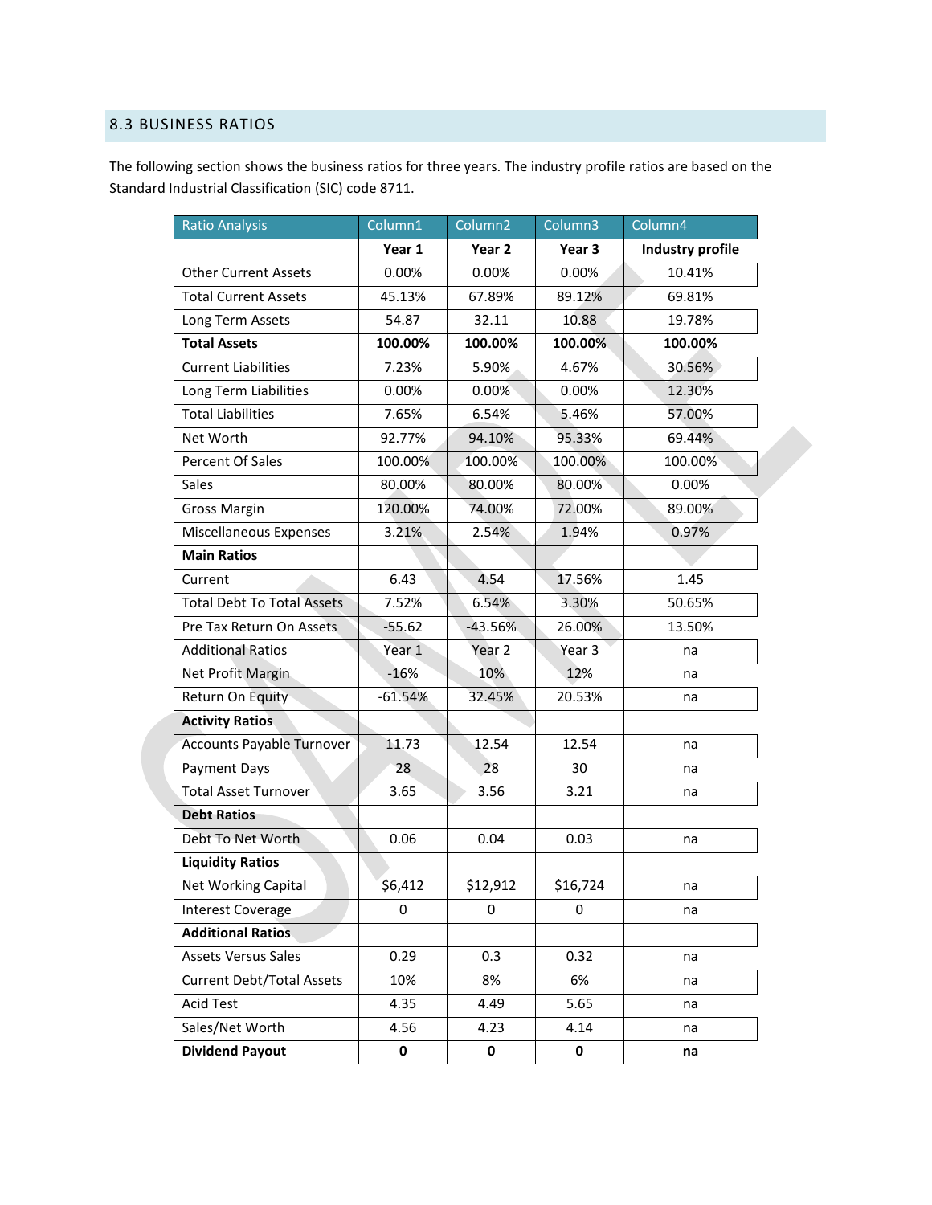## 8.3 BUSINESS RATIOS

The following section shows the business ratios for three years. The industry profile ratios are based on the Standard Industrial Classification (SIC) code 8711.

| Ratio Analysis | Column1 | Column2 | Column3 | Column4 |
|---|---|---|---|---|
| | **Year 1** | **Year 2** | **Year 3** | **Industry profile** |
| Other Current Assets | 0.00% | 0.00% | 0.00% | 10.41% |
| Total Current Assets | 45.13% | 67.89% | 89.12% | 69.81% |
| Long Term Assets | 54.87 | 32.11 | 10.88 | 19.78% |
| **Total Assets** | **100.00%** | **100.00%** | **100.00%** | **100.00%** |
| Current Liabilities | 7.23% | 5.90% | 4.67% | 30.56% |
| Long Term Liabilities | 0.00% | 0.00% | 0.00% | 12.30% |
| Total Liabilities | 7.65% | 6.54% | 5.46% | 57.00% |
| Net Worth | 92.77% | 94.10% | 95.33% | 69.44% |
| Percent Of Sales | 100.00% | 100.00% | 100.00% | 100.00% |
| Sales | 80.00% | 80.00% | 80.00% | 0.00% |
| Gross Margin | 120.00% | 74.00% | 72.00% | 89.00% |
| Miscellaneous Expenses | 3.21% | 2.54% | 1.94% | 0.97% |
| **Main Ratios** | | | | |
| Current | 6.43 | 4.54 | 17.56% | 1.45 |
| Total Debt To Total Assets | 7.52% | 6.54% | 3.30% | 50.65% |
| Pre Tax Return On Assets | -55.62 | -43.56% | 26.00% | 13.50% |
| Additional Ratios | Year 1 | Year 2 | Year 3 | na |
| Net Profit Margin | -16% | 10% | 12% | na |
| Return On Equity | -61.54% | 32.45% | 20.53% | na |
| **Activity Ratios** | | | | |
| Accounts Payable Turnover | 11.73 | 12.54 | 12.54 | na |
| Payment Days | 28 | 28 | 30 | na |
| Total Asset Turnover | 3.65 | 3.56 | 3.21 | na |
| **Debt Ratios** | | | | |
| Debt To Net Worth | 0.06 | 0.04 | 0.03 | na |
| **Liquidity Ratios** | | | | |
| Net Working Capital | $6,412 | $12,912 | $16,724 | na |
| Interest Coverage | 0 | 0 | 0 | na |
| **Additional Ratios** | | | | |
| Assets Versus Sales | 0.29 | 0.3 | 0.32 | na |
| Current Debt/Total Assets | 10% | 8% | 6% | na |
| Acid Test | 4.35 | 4.49 | 5.65 | na |
| Sales/Net Worth | 4.56 | 4.23 | 4.14 | na |
| **Dividend Payout** | **0** | **0** | **0** | **na** |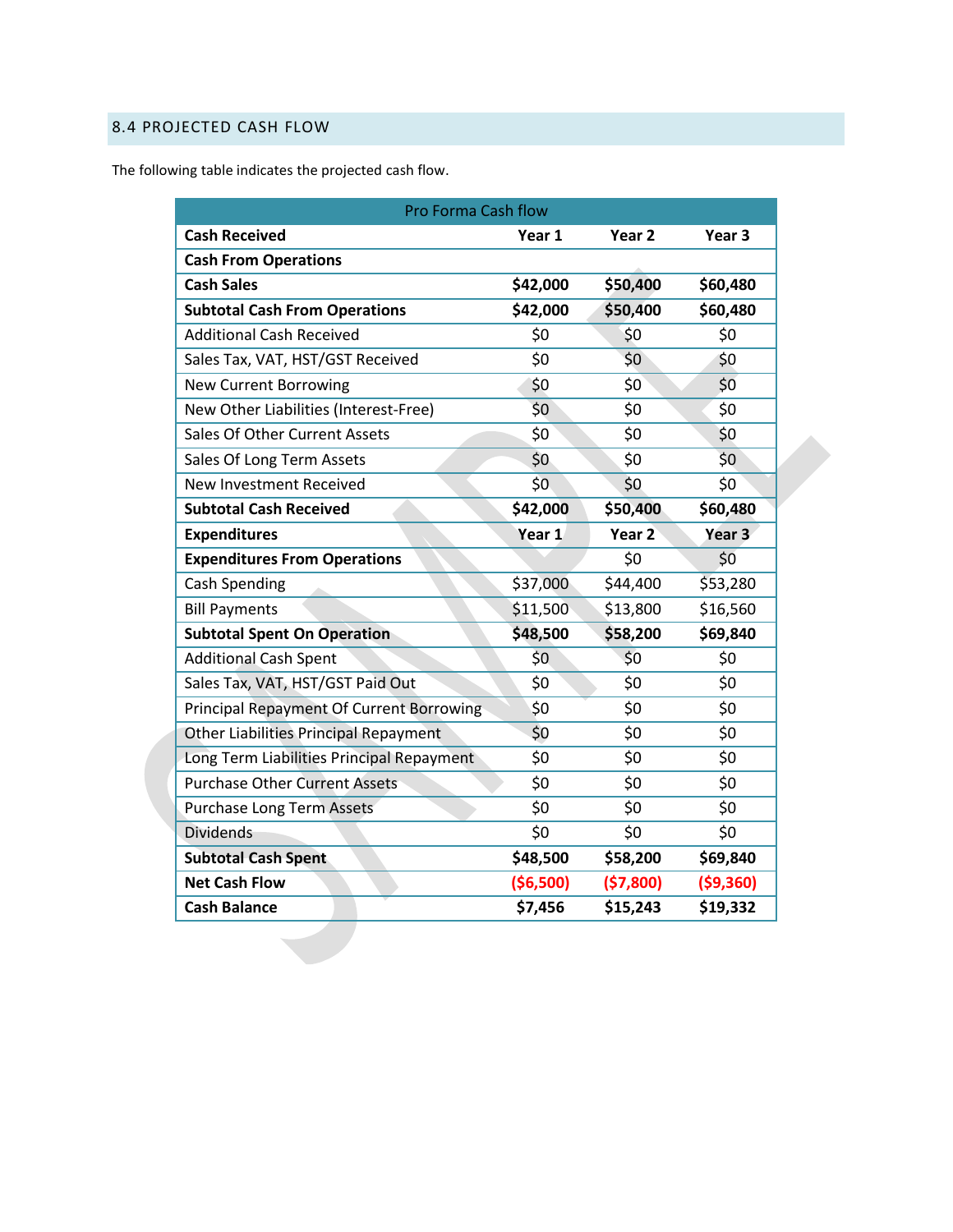## 8.4 PROJECTED CASH FLOW

The following table indicates the projected cash flow.

| Pro Forma Cash flow | | | |
|---|---|---|---|
| **Cash Received** | **Year 1** | **Year 2** | **Year 3** |
| **Cash From Operations** | | | |
| **Cash Sales** | **$42,000** | **$50,400** | **$60,480** |
| **Subtotal Cash From Operations** | **$42,000** | **$50,400** | **$60,480** |
| Additional Cash Received | $0 | $0 | $0 |
| Sales Tax, VAT, HST/GST Received | $0 | $0 | $0 |
| New Current Borrowing | $0 | $0 | $0 |
| New Other Liabilities (Interest-Free) | $0 | $0 | $0 |
| Sales Of Other Current Assets | $0 | $0 | $0 |
| Sales Of Long Term Assets | $0 | $0 | $0 |
| New Investment Received | $0 | $0 | $0 |
| **Subtotal Cash Received** | **$42,000** | **$50,400** | **$60,480** |
| **Expenditures** | **Year 1** | **Year 2** | **Year 3** |
| **Expenditures From Operations** | | $0 | $0 |
| Cash Spending | $37,000 | $44,400 | $53,280 |
| Bill Payments | $11,500 | $13,800 | $16,560 |
| **Subtotal Spent On Operation** | **$48,500** | **$58,200** | **$69,840** |
| Additional Cash Spent | $0 | $0 | $0 |
| Sales Tax, VAT, HST/GST Paid Out | $0 | $0 | $0 |
| Principal Repayment Of Current Borrowing | $0 | $0 | $0 |
| Other Liabilities Principal Repayment | $0 | $0 | $0 |
| Long Term Liabilities Principal Repayment | $0 | $0 | $0 |
| Purchase Other Current Assets | $0 | $0 | $0 |
| Purchase Long Term Assets | $0 | $0 | $0 |
| Dividends | $0 | $0 | $0 |
| **Subtotal Cash Spent** | **$48,500** | **$58,200** | **$69,840** |
| **Net Cash Flow** | **($6,500)** | **($7,800)** | **($9,360)** |
| **Cash Balance** | **$7,456** | **$15,243** | **$19,332** |